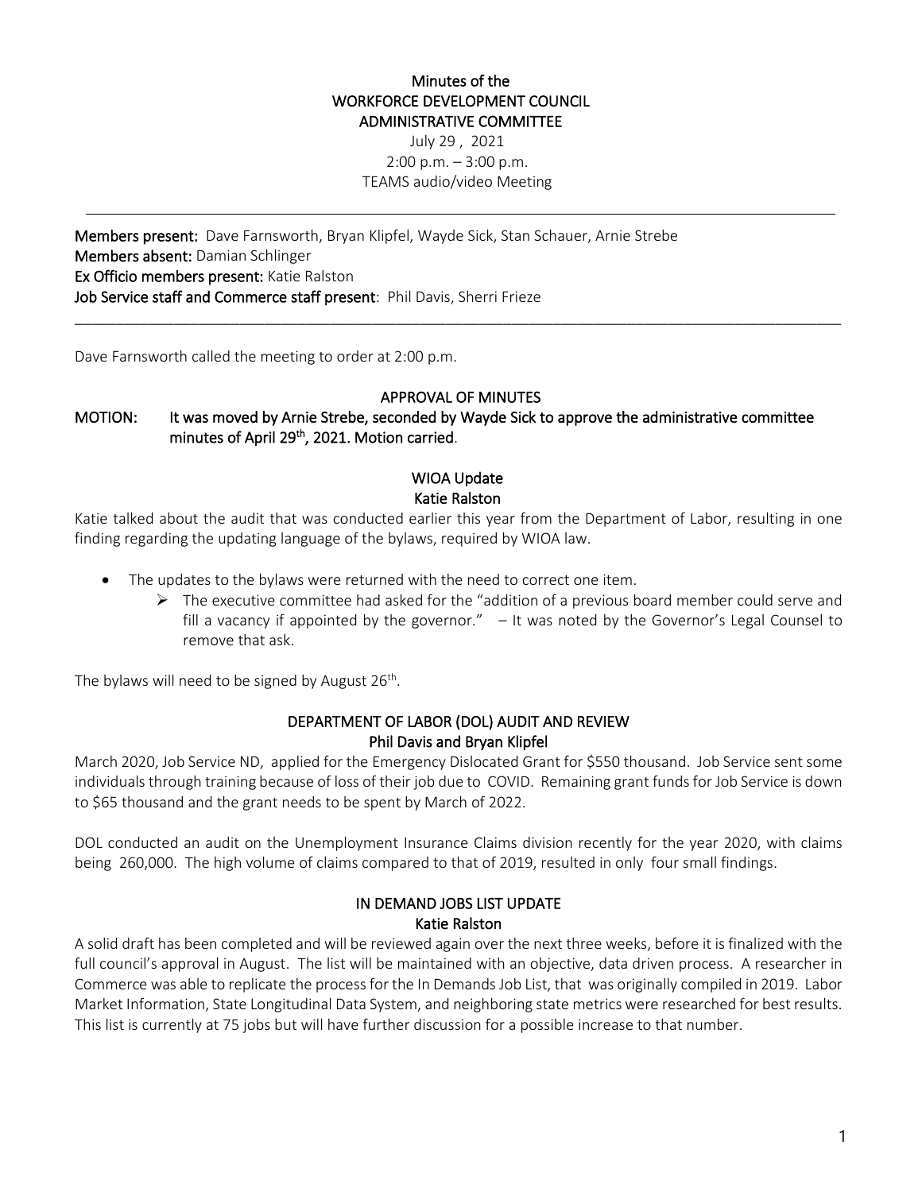# Minutes of the WORKFORCE DEVELOPMENT COUNCIL ADMINISTRATIVE COMMITTEE

July 29 , 2021
2:00 p.m. – 3:00 p.m.
TEAMS audio/video Meeting

---

**Members present:** Dave Farnsworth, Bryan Klipfel, Wayde Sick, Stan Schauer, Arnie Strebe
**Members absent:** Damian Schlinger
**Ex Officio members present:** Katie Ralston
**Job Service staff and Commerce staff present**: Phil Davis, Sherri Frieze

---

Dave Farnsworth called the meeting to order at 2:00 p.m.

## APPROVAL OF MINUTES

**MOTION: It was moved by Arnie Strebe, seconded by Wayde Sick to approve the administrative committee minutes of April 29th, 2021. Motion carried**.

## WIOA Update
### Katie Ralston

Katie talked about the audit that was conducted earlier this year from the Department of Labor, resulting in one finding regarding the updating language of the bylaws, required by WIOA law.

- The updates to the bylaws were returned with the need to correct one item.
  - The executive committee had asked for the "addition of a previous board member could serve and fill a vacancy if appointed by the governor." – It was noted by the Governor's Legal Counsel to remove that ask.

The bylaws will need to be signed by August 26th.

## DEPARTMENT OF LABOR (DOL) AUDIT AND REVIEW
### Phil Davis and Bryan Klipfel

March 2020, Job Service ND, applied for the Emergency Dislocated Grant for $550 thousand. Job Service sent some individuals through training because of loss of their job due to COVID. Remaining grant funds for Job Service is down to $65 thousand and the grant needs to be spent by March of 2022.

DOL conducted an audit on the Unemployment Insurance Claims division recently for the year 2020, with claims being 260,000. The high volume of claims compared to that of 2019, resulted in only four small findings.

## IN DEMAND JOBS LIST UPDATE
### Katie Ralston

A solid draft has been completed and will be reviewed again over the next three weeks, before it is finalized with the full council's approval in August. The list will be maintained with an objective, data driven process. A researcher in Commerce was able to replicate the process for the In Demands Job List, that was originally compiled in 2019. Labor Market Information, State Longitudinal Data System, and neighboring state metrics were researched for best results. This list is currently at 75 jobs but will have further discussion for a possible increase to that number.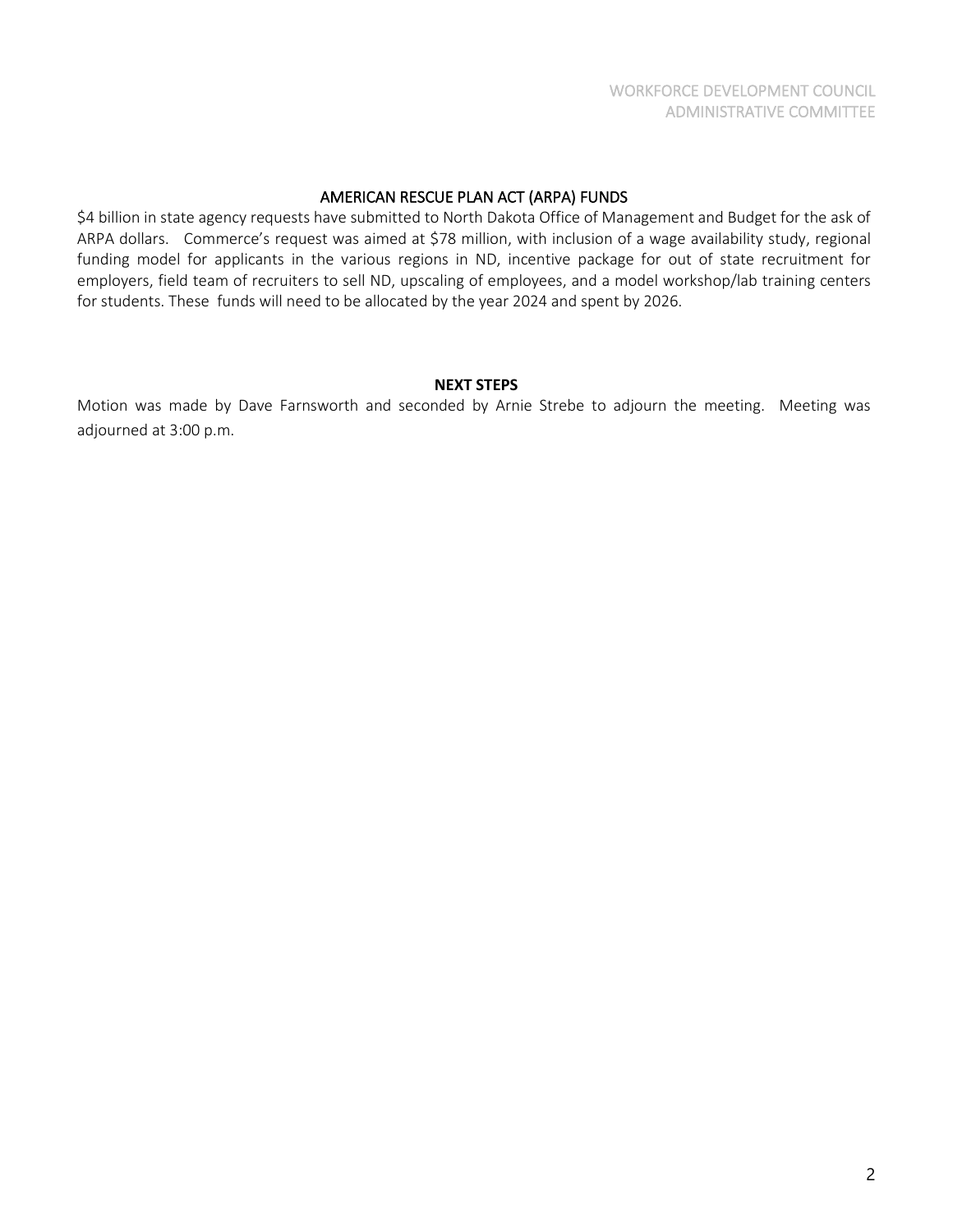## AMERICAN RESCUE PLAN ACT (ARPA) FUNDS

$4 billion in state agency requests have submitted to North Dakota Office of Management and Budget for the ask of ARPA dollars. Commerce's request was aimed at $78 million, with inclusion of a wage availability study, regional funding model for applicants in the various regions in ND, incentive package for out of state recruitment for employers, field team of recruiters to sell ND, upscaling of employees, and a model workshop/lab training centers for students. These funds will need to be allocated by the year 2024 and spent by 2026.

## NEXT STEPS

Motion was made by Dave Farnsworth and seconded by Arnie Strebe to adjourn the meeting. Meeting was adjourned at 3:00 p.m.